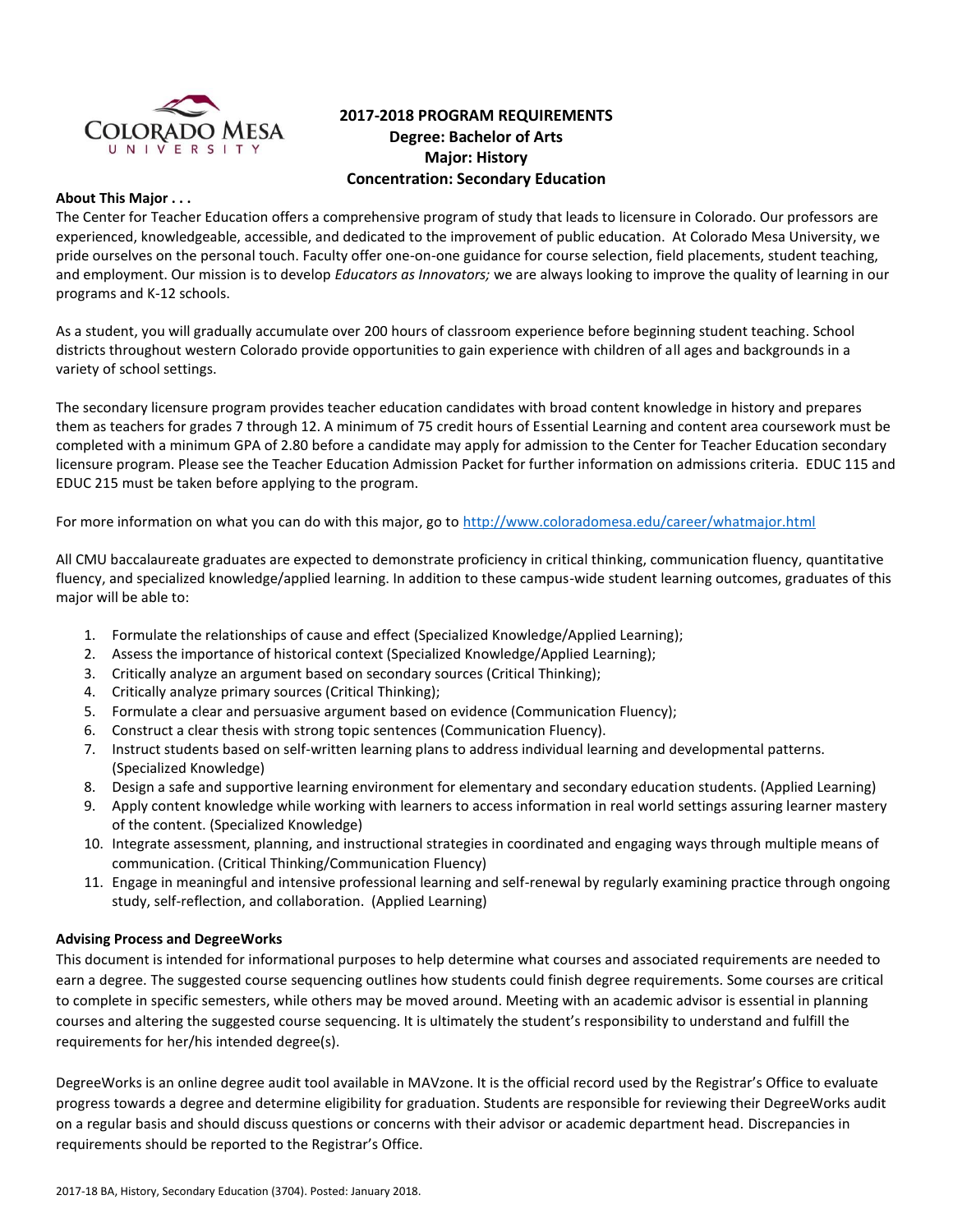# 2017-2018 PROGRAM REQUIREMENTS
## Degree: Bachelor of Arts
## Major: History
## Concentration: Secondary Education

**About This Major . . .**

The Center for Teacher Education offers a comprehensive program of study that leads to licensure in Colorado. Our professors are experienced, knowledgeable, accessible, and dedicated to the improvement of public education. At Colorado Mesa University, we pride ourselves on the personal touch. Faculty offer one-on-one guidance for course selection, field placements, student teaching, and employment. Our mission is to develop *Educators as Innovators;* we are always looking to improve the quality of learning in our programs and K-12 schools.

As a student, you will gradually accumulate over 200 hours of classroom experience before beginning student teaching. School districts throughout western Colorado provide opportunities to gain experience with children of all ages and backgrounds in a variety of school settings.

The secondary licensure program provides teacher education candidates with broad content knowledge in history and prepares them as teachers for grades 7 through 12. A minimum of 75 credit hours of Essential Learning and content area coursework must be completed with a minimum GPA of 2.80 before a candidate may apply for admission to the Center for Teacher Education secondary licensure program. Please see the Teacher Education Admission Packet for further information on admissions criteria. EDUC 115 and EDUC 215 must be taken before applying to the program.

For more information on what you can do with this major, go to http://www.coloradomesa.edu/career/whatmajor.html

All CMU baccalaureate graduates are expected to demonstrate proficiency in critical thinking, communication fluency, quantitative fluency, and specialized knowledge/applied learning. In addition to these campus-wide student learning outcomes, graduates of this major will be able to:

1. Formulate the relationships of cause and effect (Specialized Knowledge/Applied Learning);
2. Assess the importance of historical context (Specialized Knowledge/Applied Learning);
3. Critically analyze an argument based on secondary sources (Critical Thinking);
4. Critically analyze primary sources (Critical Thinking);
5. Formulate a clear and persuasive argument based on evidence (Communication Fluency);
6. Construct a clear thesis with strong topic sentences (Communication Fluency).
7. Instruct students based on self-written learning plans to address individual learning and developmental patterns. (Specialized Knowledge)
8. Design a safe and supportive learning environment for elementary and secondary education students. (Applied Learning)
9. Apply content knowledge while working with learners to access information in real world settings assuring learner mastery of the content. (Specialized Knowledge)
10. Integrate assessment, planning, and instructional strategies in coordinated and engaging ways through multiple means of communication. (Critical Thinking/Communication Fluency)
11. Engage in meaningful and intensive professional learning and self-renewal by regularly examining practice through ongoing study, self-reflection, and collaboration. (Applied Learning)

**Advising Process and DegreeWorks**

This document is intended for informational purposes to help determine what courses and associated requirements are needed to earn a degree. The suggested course sequencing outlines how students could finish degree requirements. Some courses are critical to complete in specific semesters, while others may be moved around. Meeting with an academic advisor is essential in planning courses and altering the suggested course sequencing. It is ultimately the student's responsibility to understand and fulfill the requirements for her/his intended degree(s).

DegreeWorks is an online degree audit tool available in MAVzone. It is the official record used by the Registrar's Office to evaluate progress towards a degree and determine eligibility for graduation. Students are responsible for reviewing their DegreeWorks audit on a regular basis and should discuss questions or concerns with their advisor or academic department head. Discrepancies in requirements should be reported to the Registrar's Office.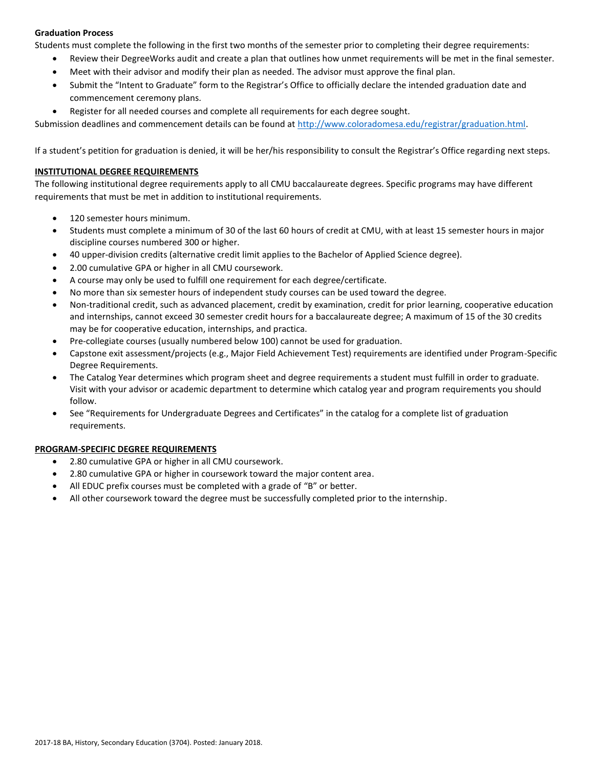**Graduation Process**

Students must complete the following in the first two months of the semester prior to completing their degree requirements:

- Review their DegreeWorks audit and create a plan that outlines how unmet requirements will be met in the final semester.
- Meet with their advisor and modify their plan as needed. The advisor must approve the final plan.
- Submit the "Intent to Graduate" form to the Registrar's Office to officially declare the intended graduation date and commencement ceremony plans.
- Register for all needed courses and complete all requirements for each degree sought.

Submission deadlines and commencement details can be found at http://www.coloradomesa.edu/registrar/graduation.html.

If a student's petition for graduation is denied, it will be her/his responsibility to consult the Registrar's Office regarding next steps.

**INSTITUTIONAL DEGREE REQUIREMENTS**

The following institutional degree requirements apply to all CMU baccalaureate degrees. Specific programs may have different requirements that must be met in addition to institutional requirements.

- 120 semester hours minimum.
- Students must complete a minimum of 30 of the last 60 hours of credit at CMU, with at least 15 semester hours in major discipline courses numbered 300 or higher.
- 40 upper-division credits (alternative credit limit applies to the Bachelor of Applied Science degree).
- 2.00 cumulative GPA or higher in all CMU coursework.
- A course may only be used to fulfill one requirement for each degree/certificate.
- No more than six semester hours of independent study courses can be used toward the degree.
- Non-traditional credit, such as advanced placement, credit by examination, credit for prior learning, cooperative education and internships, cannot exceed 30 semester credit hours for a baccalaureate degree; A maximum of 15 of the 30 credits may be for cooperative education, internships, and practica.
- Pre-collegiate courses (usually numbered below 100) cannot be used for graduation.
- Capstone exit assessment/projects (e.g., Major Field Achievement Test) requirements are identified under Program-Specific Degree Requirements.
- The Catalog Year determines which program sheet and degree requirements a student must fulfill in order to graduate. Visit with your advisor or academic department to determine which catalog year and program requirements you should follow.
- See "Requirements for Undergraduate Degrees and Certificates" in the catalog for a complete list of graduation requirements.

**PROGRAM-SPECIFIC DEGREE REQUIREMENTS**

- 2.80 cumulative GPA or higher in all CMU coursework.
- 2.80 cumulative GPA or higher in coursework toward the major content area.
- All EDUC prefix courses must be completed with a grade of "B" or better.
- All other coursework toward the degree must be successfully completed prior to the internship.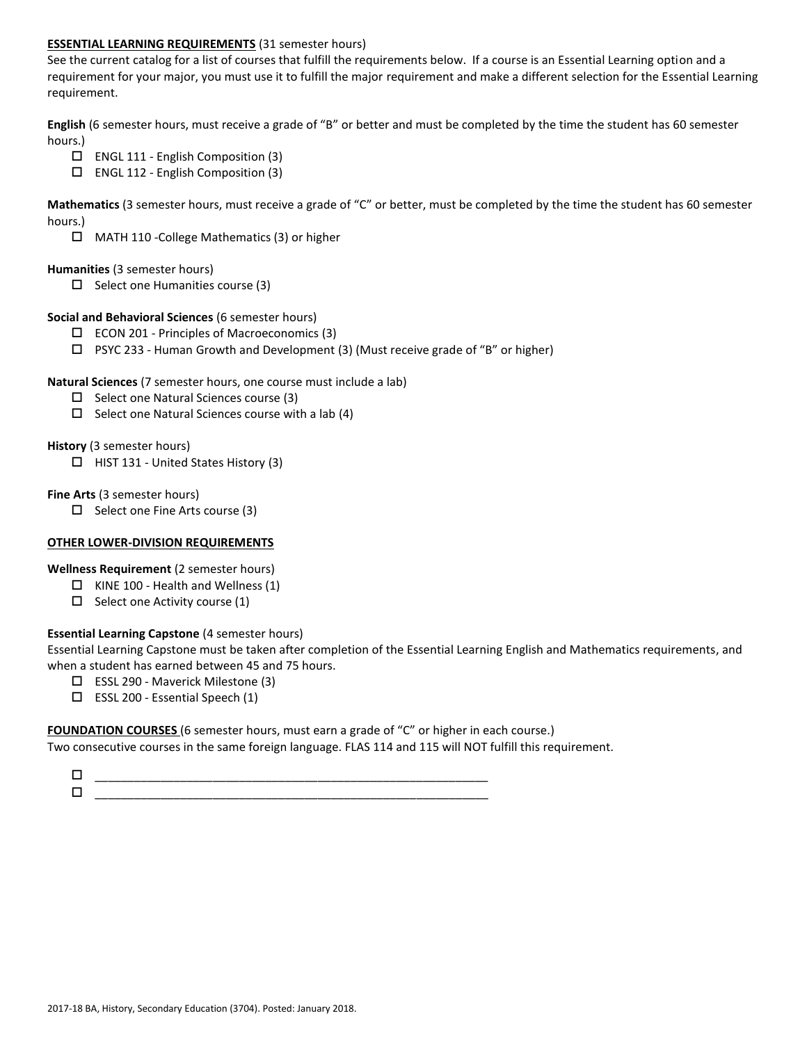**ESSENTIAL LEARNING REQUIREMENTS** (31 semester hours)

See the current catalog for a list of courses that fulfill the requirements below. If a course is an Essential Learning option and a requirement for your major, you must use it to fulfill the major requirement and make a different selection for the Essential Learning requirement.

**English** (6 semester hours, must receive a grade of "B" or better and must be completed by the time the student has 60 semester hours.)

- ☐ ENGL 111 - English Composition (3)
- ☐ ENGL 112 - English Composition (3)

**Mathematics** (3 semester hours, must receive a grade of "C" or better, must be completed by the time the student has 60 semester hours.)

- ☐ MATH 110 -College Mathematics (3) or higher

**Humanities** (3 semester hours)

- ☐ Select one Humanities course (3)

**Social and Behavioral Sciences** (6 semester hours)

- ☐ ECON 201 - Principles of Macroeconomics (3)
- ☐ PSYC 233 - Human Growth and Development (3) (Must receive grade of "B" or higher)

**Natural Sciences** (7 semester hours, one course must include a lab)

- ☐ Select one Natural Sciences course (3)
- ☐ Select one Natural Sciences course with a lab (4)

**History** (3 semester hours)

- ☐ HIST 131 - United States History (3)

**Fine Arts** (3 semester hours)

- ☐ Select one Fine Arts course (3)

**OTHER LOWER-DIVISION REQUIREMENTS**

**Wellness Requirement** (2 semester hours)

- ☐ KINE 100 - Health and Wellness (1)
- ☐ Select one Activity course (1)

**Essential Learning Capstone** (4 semester hours)

Essential Learning Capstone must be taken after completion of the Essential Learning English and Mathematics requirements, and when a student has earned between 45 and 75 hours.

- ☐ ESSL 290 - Maverick Milestone (3)
- ☐ ESSL 200 - Essential Speech (1)

**FOUNDATION COURSES** (6 semester hours, must earn a grade of "C" or higher in each course.)

Two consecutive courses in the same foreign language. FLAS 114 and 115 will NOT fulfill this requirement.

- ☐ ____________________________________________________________
- ☐ ____________________________________________________________

2017-18 BA, History, Secondary Education (3704). Posted: January 2018.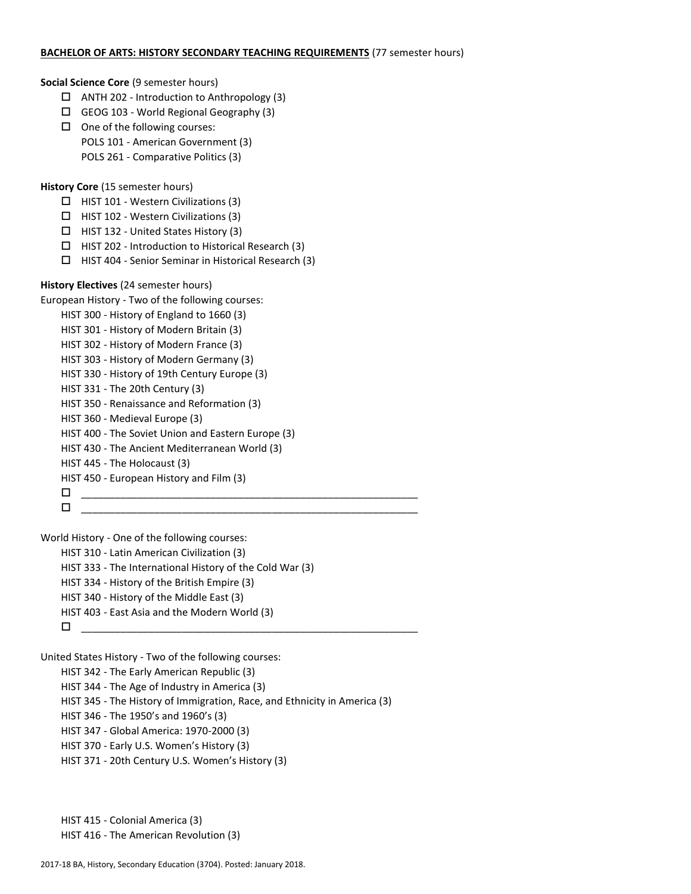**BACHELOR OF ARTS: HISTORY SECONDARY TEACHING REQUIREMENTS** (77 semester hours)

**Social Science Core** (9 semester hours)

- ☐ ANTH 202 - Introduction to Anthropology (3)
- ☐ GEOG 103 - World Regional Geography (3)
- ☐ One of the following courses:
  POLS 101 - American Government (3)
  POLS 261 - Comparative Politics (3)

**History Core** (15 semester hours)

- ☐ HIST 101 - Western Civilizations (3)
- ☐ HIST 102 - Western Civilizations (3)
- ☐ HIST 132 - United States History (3)
- ☐ HIST 202 - Introduction to Historical Research (3)
- ☐ HIST 404 - Senior Seminar in Historical Research (3)

**History Electives** (24 semester hours)

European History - Two of the following courses:

HIST 300 - History of England to 1660 (3)
HIST 301 - History of Modern Britain (3)
HIST 302 - History of Modern France (3)
HIST 303 - History of Modern Germany (3)
HIST 330 - History of 19th Century Europe (3)
HIST 331 - The 20th Century (3)
HIST 350 - Renaissance and Reformation (3)
HIST 360 - Medieval Europe (3)
HIST 400 - The Soviet Union and Eastern Europe (3)
HIST 430 - The Ancient Mediterranean World (3)
HIST 445 - The Holocaust (3)
HIST 450 - European History and Film (3)

- ☐ ____________________________________________________________
- ☐ ____________________________________________________________

World History - One of the following courses:

HIST 310 - Latin American Civilization (3)
HIST 333 - The International History of the Cold War (3)
HIST 334 - History of the British Empire (3)
HIST 340 - History of the Middle East (3)
HIST 403 - East Asia and the Modern World (3)

- ☐ ____________________________________________________________

United States History - Two of the following courses:

HIST 342 - The Early American Republic (3)
HIST 344 - The Age of Industry in America (3)
HIST 345 - The History of Immigration, Race, and Ethnicity in America (3)
HIST 346 - The 1950's and 1960's (3)
HIST 347 - Global America: 1970-2000 (3)
HIST 370 - Early U.S. Women's History (3)
HIST 371 - 20th Century U.S. Women's History (3)

HIST 415 - Colonial America (3)
HIST 416 - The American Revolution (3)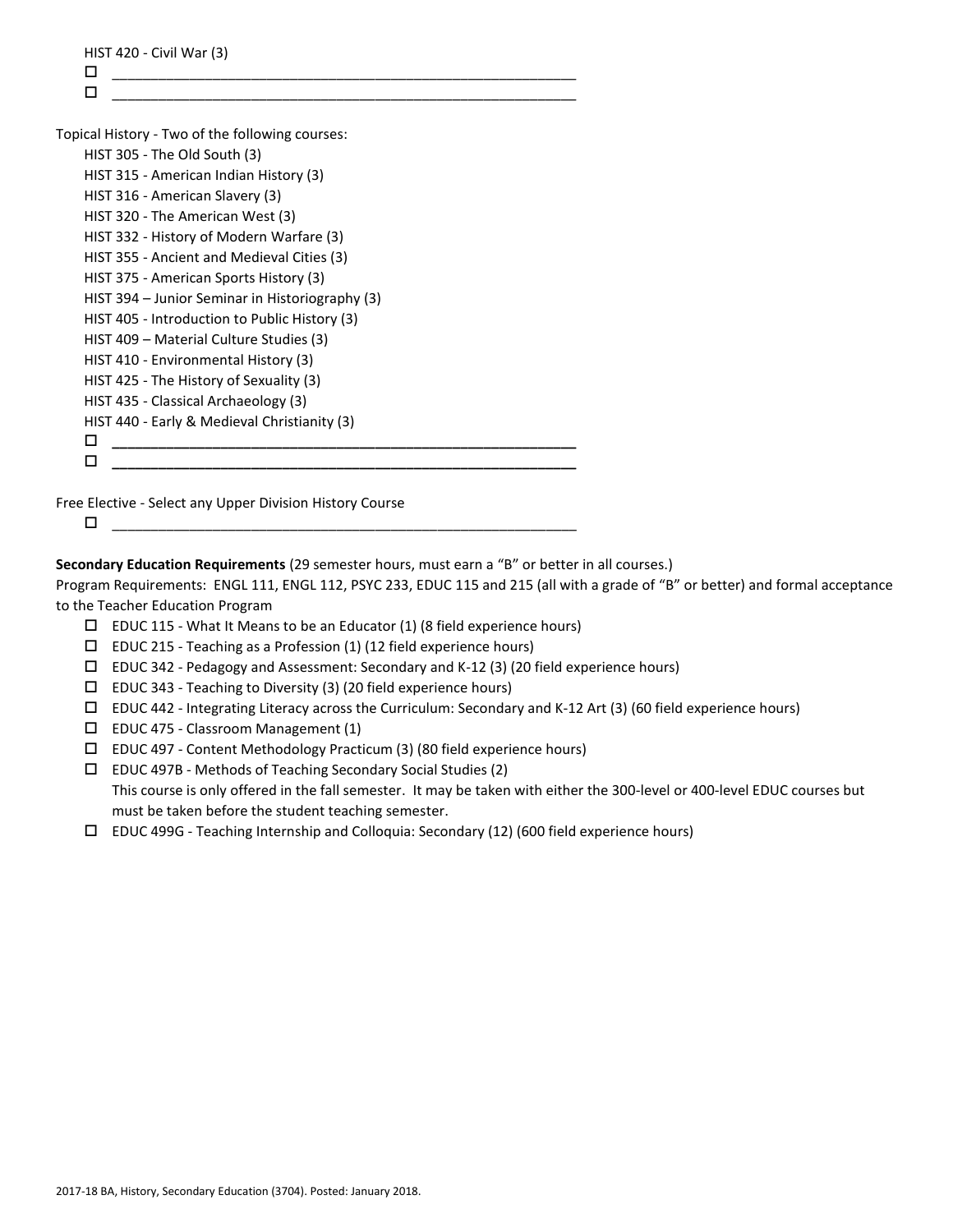HIST 420 - Civil War (3)

- ☐ ____________________________________________
- ☐ ____________________________________________

Topical History - Two of the following courses:

HIST 305 - The Old South (3)
HIST 315 - American Indian History (3)
HIST 316 - American Slavery (3)
HIST 320 - The American West (3)
HIST 332 - History of Modern Warfare (3)
HIST 355 - Ancient and Medieval Cities (3)
HIST 375 - American Sports History (3)
HIST 394 – Junior Seminar in Historiography (3)
HIST 405 - Introduction to Public History (3)
HIST 409 – Material Culture Studies (3)
HIST 410 - Environmental History (3)
HIST 425 - The History of Sexuality (3)
HIST 435 - Classical Archaeology (3)
HIST 440 - Early & Medieval Christianity (3)

- ☐ ____________________________________________
- ☐ ____________________________________________

Free Elective - Select any Upper Division History Course

- ☐ ____________________________________________

**Secondary Education Requirements** (29 semester hours, must earn a "B" or better in all courses.)
Program Requirements: ENGL 111, ENGL 112, PSYC 233, EDUC 115 and 215 (all with a grade of "B" or better) and formal acceptance to the Teacher Education Program

- ☐ EDUC 115 - What It Means to be an Educator (1) (8 field experience hours)
- ☐ EDUC 215 - Teaching as a Profession (1) (12 field experience hours)
- ☐ EDUC 342 - Pedagogy and Assessment: Secondary and K-12 (3) (20 field experience hours)
- ☐ EDUC 343 - Teaching to Diversity (3) (20 field experience hours)
- ☐ EDUC 442 - Integrating Literacy across the Curriculum: Secondary and K-12 Art (3) (60 field experience hours)
- ☐ EDUC 475 - Classroom Management (1)
- ☐ EDUC 497 - Content Methodology Practicum (3) (80 field experience hours)
- ☐ EDUC 497B - Methods of Teaching Secondary Social Studies (2)
  This course is only offered in the fall semester. It may be taken with either the 300-level or 400-level EDUC courses but must be taken before the student teaching semester.
- ☐ EDUC 499G - Teaching Internship and Colloquia: Secondary (12) (600 field experience hours)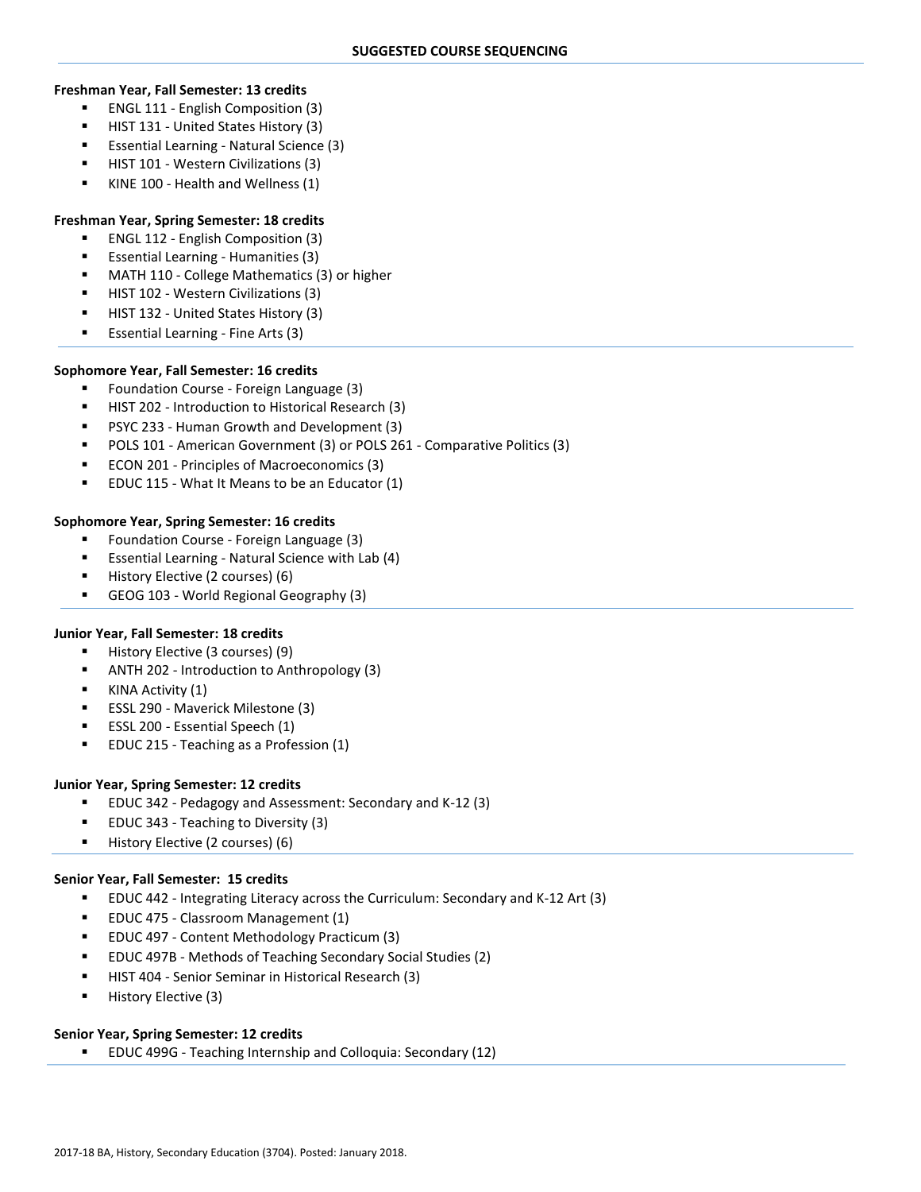## SUGGESTED COURSE SEQUENCING

**Freshman Year, Fall Semester: 13 credits**

- ENGL 111 - English Composition (3)
- HIST 131 - United States History (3)
- Essential Learning - Natural Science (3)
- HIST 101 - Western Civilizations (3)
- KINE 100 - Health and Wellness (1)

**Freshman Year, Spring Semester: 18 credits**

- ENGL 112 - English Composition (3)
- Essential Learning - Humanities (3)
- MATH 110 - College Mathematics (3) or higher
- HIST 102 - Western Civilizations (3)
- HIST 132 - United States History (3)
- Essential Learning - Fine Arts (3)

**Sophomore Year, Fall Semester: 16 credits**

- Foundation Course - Foreign Language (3)
- HIST 202 - Introduction to Historical Research (3)
- PSYC 233 - Human Growth and Development (3)
- POLS 101 - American Government (3) or POLS 261 - Comparative Politics (3)
- ECON 201 - Principles of Macroeconomics (3)
- EDUC 115 - What It Means to be an Educator (1)

**Sophomore Year, Spring Semester: 16 credits**

- Foundation Course - Foreign Language (3)
- Essential Learning - Natural Science with Lab (4)
- History Elective (2 courses) (6)
- GEOG 103 - World Regional Geography (3)

**Junior Year, Fall Semester: 18 credits**

- History Elective (3 courses) (9)
- ANTH 202 - Introduction to Anthropology (3)
- KINA Activity (1)
- ESSL 290 - Maverick Milestone (3)
- ESSL 200 - Essential Speech (1)
- EDUC 215 - Teaching as a Profession (1)

**Junior Year, Spring Semester: 12 credits**

- EDUC 342 - Pedagogy and Assessment: Secondary and K-12 (3)
- EDUC 343 - Teaching to Diversity (3)
- History Elective (2 courses) (6)

**Senior Year, Fall Semester: 15 credits**

- EDUC 442 - Integrating Literacy across the Curriculum: Secondary and K-12 Art (3)
- EDUC 475 - Classroom Management (1)
- EDUC 497 - Content Methodology Practicum (3)
- EDUC 497B - Methods of Teaching Secondary Social Studies (2)
- HIST 404 - Senior Seminar in Historical Research (3)
- History Elective (3)

**Senior Year, Spring Semester: 12 credits**

- EDUC 499G - Teaching Internship and Colloquia: Secondary (12)

2017-18 BA, History, Secondary Education (3704). Posted: January 2018.